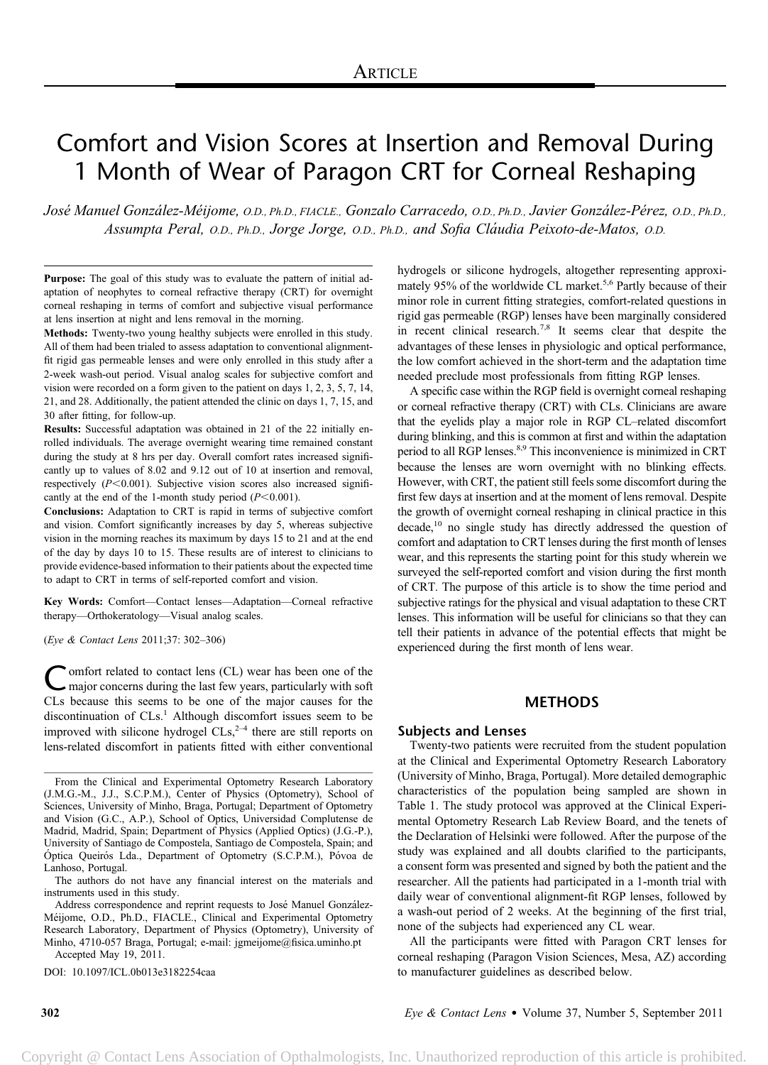ARTICLE

# Comfort and Vision Scores at Insertion and Removal During 1 Month of Wear of Paragon CRT for Corneal Reshaping

*José Manuel González-Méijome, O.D., Ph.D., FIACLE., Gonzalo Carracedo, O.D., Ph.D., Javier González-Pérez, O.D., Ph.D., Assumpta Peral, O.D., Ph.D., Jorge Jorge, O.D., Ph.D., and Sofia Cláudia Peixoto-de-Matos, O.D.*

**Purpose:** The goal of this study was to evaluate the pattern of initial adaptation of neophytes to corneal refractive therapy (CRT) for overnight corneal reshaping in terms of comfort and subjective visual performance at lens insertion at night and lens removal in the morning.

**Methods:** Twenty-two young healthy subjects were enrolled in this study. All of them had been trialed to assess adaptation to conventional alignment-fit rigid gas permeable lenses and were only enrolled in this study after a 2-week wash-out period. Visual analog scales for subjective comfort and vision were recorded on a form given to the patient on days 1, 2, 3, 5, 7, 14, 21, and 28. Additionally, the patient attended the clinic on days 1, 7, 15, and 30 after fitting, for follow-up.

**Results:** Successful adaptation was obtained in 21 of the 22 initially enrolled individuals. The average overnight wearing time remained constant during the study at 8 hrs per day. Overall comfort rates increased significantly up to values of 8.02 and 9.12 out of 10 at insertion and removal, respectively ($P<0.001$). Subjective vision scores also increased significantly at the end of the 1-month study period ($P<0.001$).

**Conclusions:** Adaptation to CRT is rapid in terms of subjective comfort and vision. Comfort significantly increases by day 5, whereas subjective vision in the morning reaches its maximum by days 15 to 21 and at the end of the day by days 10 to 15. These results are of interest to clinicians to provide evidence-based information to their patients about the expected time to adapt to CRT in terms of self-reported comfort and vision.

**Key Words:** Comfort—Contact lenses—Adaptation—Corneal refractive therapy—Orthokeratology—Visual analog scales.

(*Eye & Contact Lens* 2011;37: 302–306)

Comfort related to contact lens (CL) wear has been one of the major concerns during the last few years, particularly with soft CLs because this seems to be one of the major causes for the discontinuation of CLs.[1] Although discomfort issues seem to be improved with silicone hydrogel CLs,[2–4] there are still reports on lens-related discomfort in patients fitted with either conventional hydrogels or silicone hydrogels, altogether representing approximately 95% of the worldwide CL market.[5,6] Partly because of their minor role in current fitting strategies, comfort-related questions in rigid gas permeable (RGP) lenses have been marginally considered in recent clinical research.[7,8] It seems clear that despite the advantages of these lenses in physiologic and optical performance, the low comfort achieved in the short-term and the adaptation time needed preclude most professionals from fitting RGP lenses.

A specific case within the RGP field is overnight corneal reshaping or corneal refractive therapy (CRT) with CLs. Clinicians are aware that the eyelids play a major role in RGP CL–related discomfort during blinking, and this is common at first and within the adaptation period to all RGP lenses.[8,9] This inconvenience is minimized in CRT because the lenses are worn overnight with no blinking effects. However, with CRT, the patient still feels some discomfort during the first few days at insertion and at the moment of lens removal. Despite the growth of overnight corneal reshaping in clinical practice in this decade,[10] no single study has directly addressed the question of comfort and adaptation to CRT lenses during the first month of lenses wear, and this represents the starting point for this study wherein we surveyed the self-reported comfort and vision during the first month of CRT. The purpose of this article is to show the time period and subjective ratings for the physical and visual adaptation to these CRT lenses. This information will be useful for clinicians so that they can tell their patients in advance of the potential effects that might be experienced during the first month of lens wear.

## METHODS

### Subjects and Lenses

Twenty-two patients were recruited from the student population at the Clinical and Experimental Optometry Research Laboratory (University of Minho, Braga, Portugal). More detailed demographic characteristics of the population being sampled are shown in Table 1. The study protocol was approved at the Clinical Experimental Optometry Research Lab Review Board, and the tenets of the Declaration of Helsinki were followed. After the purpose of the study was explained and all doubts clarified to the participants, a consent form was presented and signed by both the patient and the researcher. All the patients had participated in a 1-month trial with daily wear of conventional alignment-fit RGP lenses, followed by a wash-out period of 2 weeks. At the beginning of the first trial, none of the subjects had experienced any CL wear.

All the participants were fitted with Paragon CRT lenses for corneal reshaping (Paragon Vision Sciences, Mesa, AZ) according to manufacturer guidelines as described below.

---

From the Clinical and Experimental Optometry Research Laboratory (J.M.G.-M., J.J., S.C.P.M.), Center of Physics (Optometry), School of Sciences, University of Minho, Braga, Portugal; Department of Optometry and Vision (G.C., A.P.), School of Optics, Universidad Complutense de Madrid, Madrid, Spain; Department of Physics (Applied Optics) (J.G.-P.), University of Santiago de Compostela, Santiago de Compostela, Spain; and Óptica Queirós Lda., Department of Optometry (S.C.P.M.), Póvoa de Lanhoso, Portugal.

The authors do not have any financial interest on the materials and instruments used in this study.

Address correspondence and reprint requests to José Manuel González-Méijome, O.D., Ph.D., FIACLE., Clinical and Experimental Optometry Research Laboratory, Department of Physics (Optometry), University of Minho, 4710-057 Braga, Portugal; e-mail: jgmeijome@fisica.uminho.pt

Accepted May 19, 2011.

DOI: 10.1097/ICL.0b013e3182254caa

Copyright @ Contact Lens Association of Opthalmologists, Inc. Unauthorized reproduction of this article is prohibited.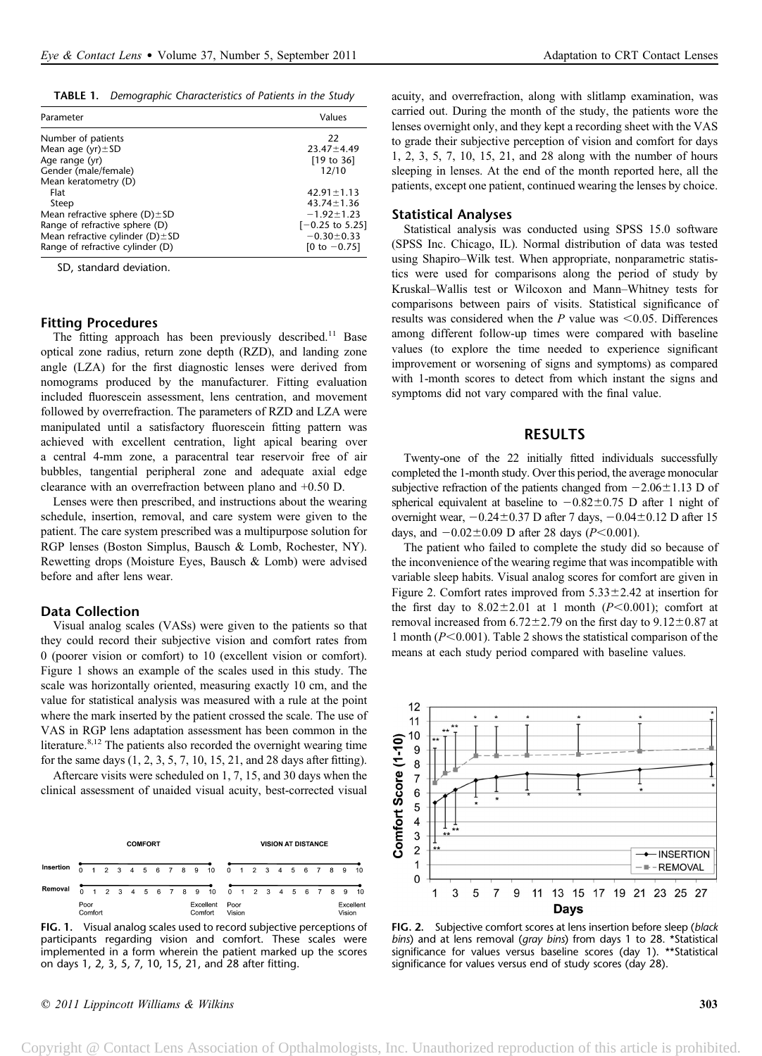**TABLE 1.** *Demographic Characteristics of Patients in the Study*

| Parameter | Values |
|---|---|
| Number of patients | 22 |
| Mean age (yr)±SD | 23.47±4.49 |
| Age range (yr) | [19 to 36] |
| Gender (male/female) | 12/10 |
| Mean keratometry (D) | |
| Flat | 42.91±1.13 |
| Steep | 43.74±1.36 |
| Mean refractive sphere (D)±SD | −1.92±1.23 |
| Range of refractive sphere (D) | [−0.25 to 5.25] |
| Mean refractive cylinder (D)±SD | −0.30±0.33 |
| Range of refractive cylinder (D) | [0 to −0.75] |

SD, standard deviation.

### Fitting Procedures

The fitting approach has been previously described.[11] Base optical zone radius, return zone depth (RZD), and landing zone angle (LZA) for the first diagnostic lenses were derived from nomograms produced by the manufacturer. Fitting evaluation included fluorescein assessment, lens centration, and movement followed by overrefraction. The parameters of RZD and LZA were manipulated until a satisfactory fluorescein fitting pattern was achieved with excellent centration, light apical bearing over a central 4-mm zone, a paracentral tear reservoir free of air bubbles, tangential peripheral zone and adequate axial edge clearance with an overrefraction between plano and +0.50 D.

Lenses were then prescribed, and instructions about the wearing schedule, insertion, removal, and care system were given to the patient. The care system prescribed was a multipurpose solution for RGP lenses (Boston Simplus, Bausch & Lomb, Rochester, NY). Rewetting drops (Moisture Eyes, Bausch & Lomb) were advised before and after lens wear.

### Data Collection

Visual analog scales (VASs) were given to the patients so that they could record their subjective vision and comfort rates from 0 (poorer vision or comfort) to 10 (excellent vision or comfort). Figure 1 shows an example of the scales used in this study. The scale was horizontally oriented, measuring exactly 10 cm, and the value for statistical analysis was measured with a rule at the point where the mark inserted by the patient crossed the scale. The use of VAS in RGP lens adaptation assessment has been common in the literature.[8,12] The patients also recorded the overnight wearing time for the same days (1, 2, 3, 5, 7, 10, 15, 21, and 28 days after fitting).

Aftercare visits were scheduled on 1, 7, 15, and 30 days when the clinical assessment of unaided visual acuity, best-corrected visual acuity, and overrefraction, along with slitlamp examination, was carried out. During the month of the study, the patients wore the lenses overnight only, and they kept a recording sheet with the VAS to grade their subjective perception of vision and comfort for days 1, 2, 3, 5, 7, 10, 15, 21, and 28 along with the number of hours sleeping in lenses. At the end of the month reported here, all the patients, except one patient, continued wearing the lenses by choice.

**FIG. 1.** Visual analog scales used to record subjective perceptions of participants regarding vision and comfort. These scales were implemented in a form wherein the patient marked up the scores on days 1, 2, 3, 5, 7, 10, 15, 21, and 28 after fitting.

### Statistical Analyses

Statistical analysis was conducted using SPSS 15.0 software (SPSS Inc. Chicago, IL). Normal distribution of data was tested using Shapiro–Wilk test. When appropriate, nonparametric statistics were used for comparisons along the period of study by Kruskal–Wallis test or Wilcoxon and Mann–Whitney tests for comparisons between pairs of visits. Statistical significance of results was considered when the $P$ value was $<0.05$. Differences among different follow-up times were compared with baseline values (to explore the time needed to experience significant improvement or worsening of signs and symptoms) as compared with 1-month scores to detect from which instant the signs and symptoms did not vary compared with the final value.

## RESULTS

Twenty-one of the 22 initially fitted individuals successfully completed the 1-month study. Over this period, the average monocular subjective refraction of the patients changed from −2.06±1.13 D of spherical equivalent at baseline to −0.82±0.75 D after 1 night of overnight wear, −0.24±0.37 D after 7 days, −0.04±0.12 D after 15 days, and −0.02±0.09 D after 28 days ($P<0.001$).

The patient who failed to complete the study did so because of the inconvenience of the wearing regime that was incompatible with variable sleep habits. Visual analog scores for comfort are given in Figure 2. Comfort rates improved from 5.33±2.42 at insertion for the first day to 8.02±2.01 at 1 month ($P<0.001$); comfort at removal increased from 6.72±2.79 on the first day to 9.12±0.87 at 1 month ($P<0.001$). Table 2 shows the statistical comparison of the means at each study period compared with baseline values.

**FIG. 2.** Subjective comfort scores at lens insertion before sleep (*black bins*) and at lens removal (*gray bins*) from days 1 to 28. *Statistical significance for values versus baseline scores (day 1). **Statistical significance for values versus end of study scores (day 28).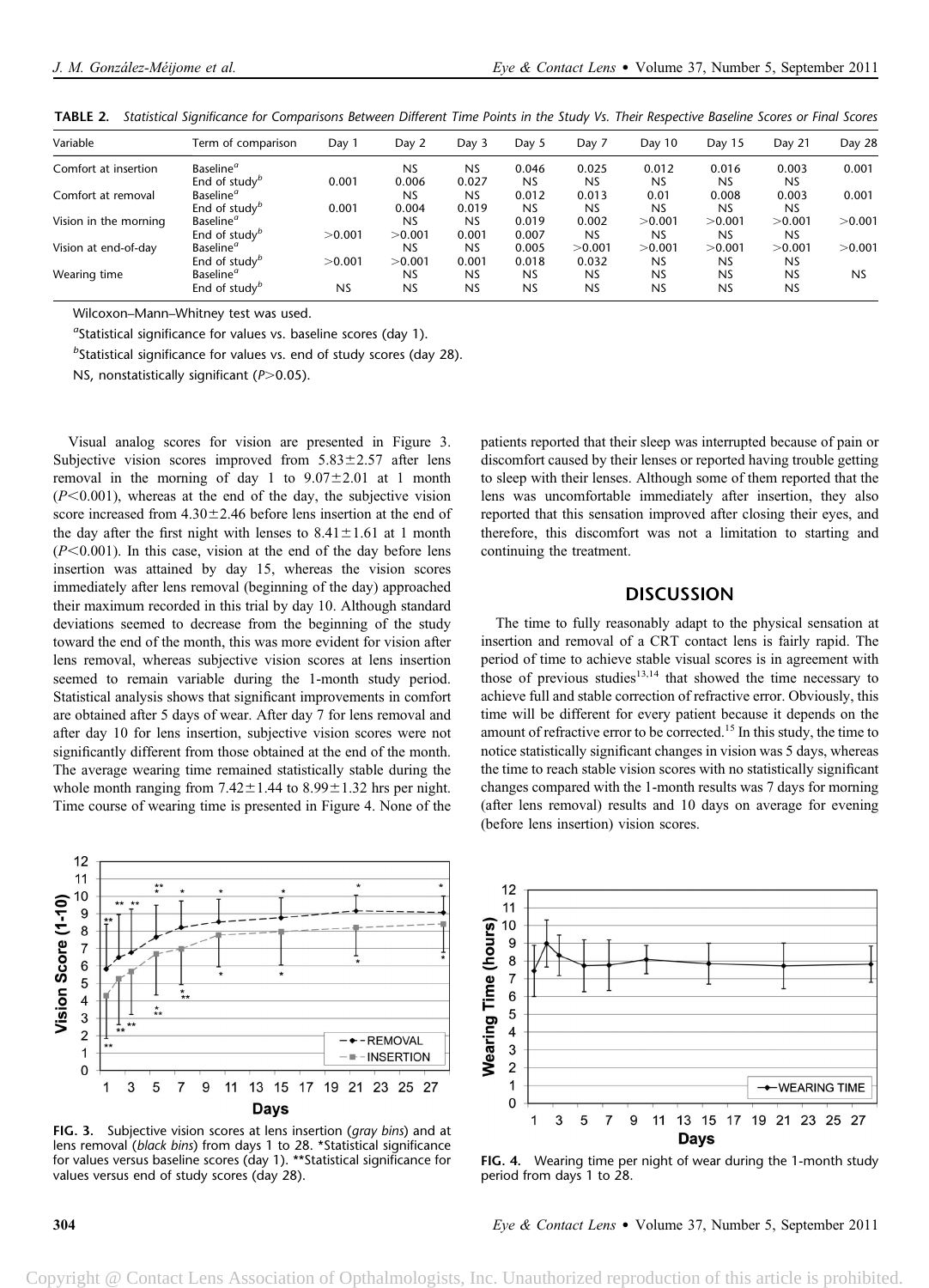**TABLE 2.** *Statistical Significance for Comparisons Between Different Time Points in the Study Vs. Their Respective Baseline Scores or Final Scores*

| Variable | Term of comparison | Day 1 | Day 2 | Day 3 | Day 5 | Day 7 | Day 10 | Day 15 | Day 21 | Day 28 |
|---|---|---|---|---|---|---|---|---|---|---|
| Comfort at insertion | Baseline[a] | | NS | NS | 0.046 | 0.025 | 0.012 | 0.016 | 0.003 | 0.001 |
| | End of study[b] | 0.001 | 0.006 | 0.027 | NS | NS | NS | NS | NS | |
| Comfort at removal | Baseline[a] | | NS | NS | 0.012 | 0.013 | 0.01 | 0.008 | 0.003 | 0.001 |
| | End of study[b] | 0.001 | 0.004 | 0.019 | NS | NS | NS | NS | NS | |
| Vision in the morning | Baseline[a] | | NS | NS | 0.019 | 0.002 | >0.001 | >0.001 | >0.001 | >0.001 |
| | End of study[b] | >0.001 | >0.001 | 0.001 | 0.007 | NS | NS | NS | NS | |
| Vision at end-of-day | Baseline[a] | | NS | NS | 0.005 | >0.001 | >0.001 | >0.001 | >0.001 | >0.001 |
| | End of study[b] | >0.001 | >0.001 | 0.001 | 0.018 | 0.032 | NS | NS | NS | |
| Wearing time | Baseline[a] | | NS | NS | NS | NS | NS | NS | NS | NS |
| | End of study[b] | NS | NS | NS | NS | NS | NS | NS | NS | |

Wilcoxon–Mann–Whitney test was used.

[a]Statistical significance for values vs. baseline scores (day 1).

[b]Statistical significance for values vs. end of study scores (day 28).

NS, nonstatistically significant ($P>0.05$).

Visual analog scores for vision are presented in Figure 3. Subjective vision scores improved from 5.83±2.57 after lens removal in the morning of day 1 to 9.07±2.01 at 1 month ($P<0.001$), whereas at the end of the day, the subjective vision score increased from 4.30±2.46 before lens insertion at the end of the day after the first night with lenses to 8.41±1.61 at 1 month ($P<0.001$). In this case, vision at the end of the day before lens insertion was attained by day 15, whereas the vision scores immediately after lens removal (beginning of the day) approached their maximum recorded in this trial by day 10. Although standard deviations seemed to decrease from the beginning of the study toward the end of the month, this was more evident for vision after lens removal, whereas subjective vision scores at lens insertion seemed to remain variable during the 1-month study period. Statistical analysis shows that significant improvements in comfort are obtained after 5 days of wear. After day 7 for lens removal and after day 10 for lens insertion, subjective vision scores were not significantly different from those obtained at the end of the month. The average wearing time remained statistically stable during the whole month ranging from 7.42±1.44 to 8.99±1.32 hrs per night. Time course of wearing time is presented in Figure 4. None of the patients reported that their sleep was interrupted because of pain or discomfort caused by their lenses or reported having trouble getting to sleep with their lenses. Although some of them reported that the lens was uncomfortable immediately after insertion, they also reported that this sensation improved after closing their eyes, and therefore, this discomfort was not a limitation to starting and continuing the treatment.

## DISCUSSION

The time to fully reasonably adapt to the physical sensation at insertion and removal of a CRT contact lens is fairly rapid. The period of time to achieve stable visual scores is in agreement with those of previous studies[13,14] that showed the time necessary to achieve full and stable correction of refractive error. Obviously, this time will be different for every patient because it depends on the amount of refractive error to be corrected.[15] In this study, the time to notice statistically significant changes in vision was 5 days, whereas the time to reach stable vision scores with no statistically significant changes compared with the 1-month results was 7 days for morning (after lens removal) results and 10 days on average for evening (before lens insertion) vision scores.

**FIG. 3.** Subjective vision scores at lens insertion (*gray bins*) and at lens removal (*black bins*) from days 1 to 28. *Statistical significance for values versus baseline scores (day 1). **Statistical significance for values versus end of study scores (day 28).

**FIG. 4.** Wearing time per night of wear during the 1-month study period from days 1 to 28.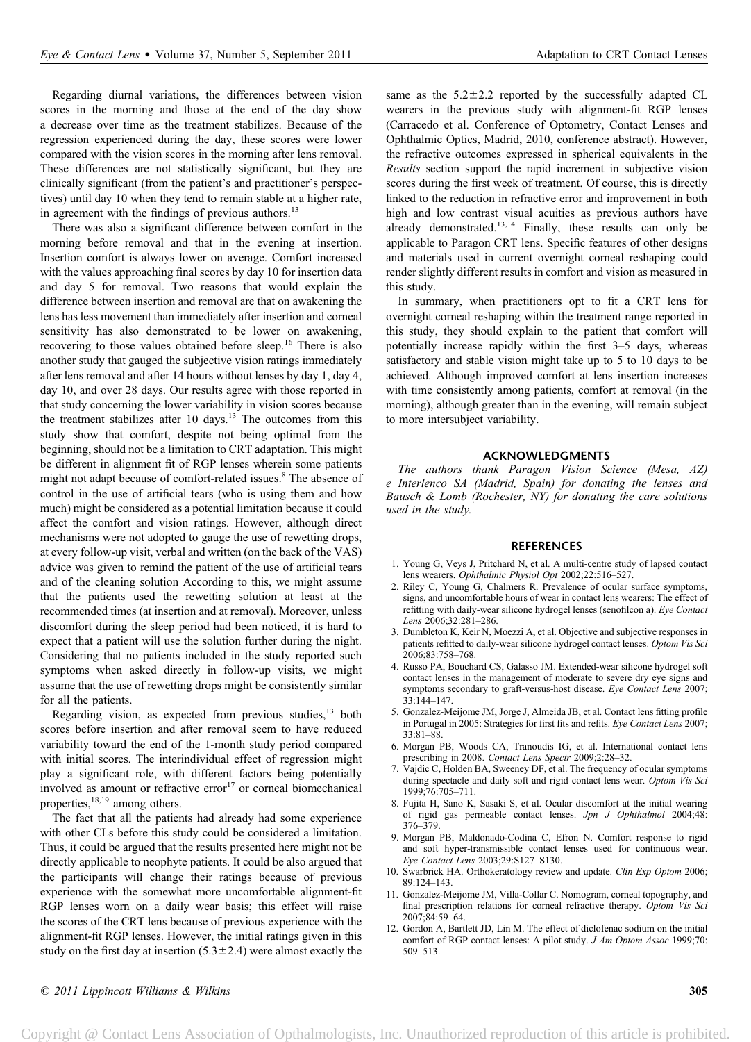Regarding diurnal variations, the differences between vision scores in the morning and those at the end of the day show a decrease over time as the treatment stabilizes. Because of the regression experienced during the day, these scores were lower compared with the vision scores in the morning after lens removal. These differences are not statistically significant, but they are clinically significant (from the patient's and practitioner's perspectives) until day 10 when they tend to remain stable at a higher rate, in agreement with the findings of previous authors.[13]

There was also a significant difference between comfort in the morning before removal and that in the evening at insertion. Insertion comfort is always lower on average. Comfort increased with the values approaching final scores by day 10 for insertion data and day 5 for removal. Two reasons that would explain the difference between insertion and removal are that on awakening the lens has less movement than immediately after insertion and corneal sensitivity has also demonstrated to be lower on awakening, recovering to those values obtained before sleep.[16] There is also another study that gauged the subjective vision ratings immediately after lens removal and after 14 hours without lenses by day 1, day 4, day 10, and over 28 days. Our results agree with those reported in that study concerning the lower variability in vision scores because the treatment stabilizes after 10 days.[13] The outcomes from this study show that comfort, despite not being optimal from the beginning, should not be a limitation to CRT adaptation. This might be different in alignment fit of RGP lenses wherein some patients might not adapt because of comfort-related issues.[8] The absence of control in the use of artificial tears (who is using them and how much) might be considered as a potential limitation because it could affect the comfort and vision ratings. However, although direct mechanisms were not adopted to gauge the use of rewetting drops, at every follow-up visit, verbal and written (on the back of the VAS) advice was given to remind the patient of the use of artificial tears and of the cleaning solution According to this, we might assume that the patients used the rewetting solution at least at the recommended times (at insertion and at removal). Moreover, unless discomfort during the sleep period had been noticed, it is hard to expect that a patient will use the solution further during the night. Considering that no patients included in the study reported such symptoms when asked directly in follow-up visits, we might assume that the use of rewetting drops might be consistently similar for all the patients.

Regarding vision, as expected from previous studies,[13] both scores before insertion and after removal seem to have reduced variability toward the end of the 1-month study period compared with initial scores. The interindividual effect of regression might play a significant role, with different factors being potentially involved as amount or refractive error[17] or corneal biomechanical properties,[18,19] among others.

The fact that all the patients had already had some experience with other CLs before this study could be considered a limitation. Thus, it could be argued that the results presented here might not be directly applicable to neophyte patients. It could be also argued that the participants will change their ratings because of previous experience with the somewhat more uncomfortable alignment-fit RGP lenses worn on a daily wear basis; this effect will raise the scores of the CRT lens because of previous experience with the alignment-fit RGP lenses. However, the initial ratings given in this study on the first day at insertion ($5.3 \pm 2.4$) were almost exactly the same as the $5.2 \pm 2.2$ reported by the successfully adapted CL wearers in the previous study with alignment-fit RGP lenses (Carracedo et al. Conference of Optometry, Contact Lenses and Ophthalmic Optics, Madrid, 2010, conference abstract). However, the refractive outcomes expressed in spherical equivalents in the *Results* section support the rapid increment in subjective vision scores during the first week of treatment. Of course, this is directly linked to the reduction in refractive error and improvement in both high and low contrast visual acuities as previous authors have already demonstrated.[13,14] Finally, these results can only be applicable to Paragon CRT lens. Specific features of other designs and materials used in current overnight corneal reshaping could render slightly different results in comfort and vision as measured in this study.

In summary, when practitioners opt to fit a CRT lens for overnight corneal reshaping within the treatment range reported in this study, they should explain to the patient that comfort will potentially increase rapidly within the first 3–5 days, whereas satisfactory and stable vision might take up to 5 to 10 days to be achieved. Although improved comfort at lens insertion increases with time consistently among patients, comfort at removal (in the morning), although greater than in the evening, will remain subject to more intersubject variability.

## ACKNOWLEDGMENTS

*The authors thank Paragon Vision Science (Mesa, AZ) e Interlenco SA (Madrid, Spain) for donating the lenses and Bausch & Lomb (Rochester, NY) for donating the care solutions used in the study.*

## REFERENCES

1. Young G, Veys J, Pritchard N, et al. A multi-centre study of lapsed contact lens wearers. *Ophthalmic Physiol Opt* 2002;22:516–527.
2. Riley C, Young G, Chalmers R. Prevalence of ocular surface symptoms, signs, and uncomfortable hours of wear in contact lens wearers: The effect of refitting with daily-wear silicone hydrogel lenses (senofilcon a). *Eye Contact Lens* 2006;32:281–286.
3. Dumbleton K, Keir N, Moezzi A, et al. Objective and subjective responses in patients refitted to daily-wear silicone hydrogel contact lenses. *Optom Vis Sci* 2006;83:758–768.
4. Russo PA, Bouchard CS, Galasso JM. Extended-wear silicone hydrogel soft contact lenses in the management of moderate to severe dry eye signs and symptoms secondary to graft-versus-host disease. *Eye Contact Lens* 2007; 33:144–147.
5. Gonzalez-Meijome JM, Jorge J, Almeida JB, et al. Contact lens fitting profile in Portugal in 2005: Strategies for first fits and refits. *Eye Contact Lens* 2007; 33:81–88.
6. Morgan PB, Woods CA, Tranoudis IG, et al. International contact lens prescribing in 2008. *Contact Lens Spectr* 2009;2:28–32.
7. Vajdic C, Holden BA, Sweeney DF, et al. The frequency of ocular symptoms during spectacle and daily soft and rigid contact lens wear. *Optom Vis Sci* 1999;76:705–711.
8. Fujita H, Sano K, Sasaki S, et al. Ocular discomfort at the initial wearing of rigid gas permeable contact lenses. *Jpn J Ophthalmol* 2004;48: 376–379.
9. Morgan PB, Maldonado-Codina C, Efron N. Comfort response to rigid and soft hyper-transmissible contact lenses used for continuous wear. *Eye Contact Lens* 2003;29:S127–S130.
10. Swarbrick HA. Orthokeratology review and update. *Clin Exp Optom* 2006; 89:124–143.
11. Gonzalez-Meijome JM, Villa-Collar C. Nomogram, corneal topography, and final prescription relations for corneal refractive therapy. *Optom Vis Sci* 2007;84:59–64.
12. Gordon A, Bartlett JD, Lin M. The effect of diclofenac sodium on the initial comfort of RGP contact lenses: A pilot study. *J Am Optom Assoc* 1999;70: 509–513.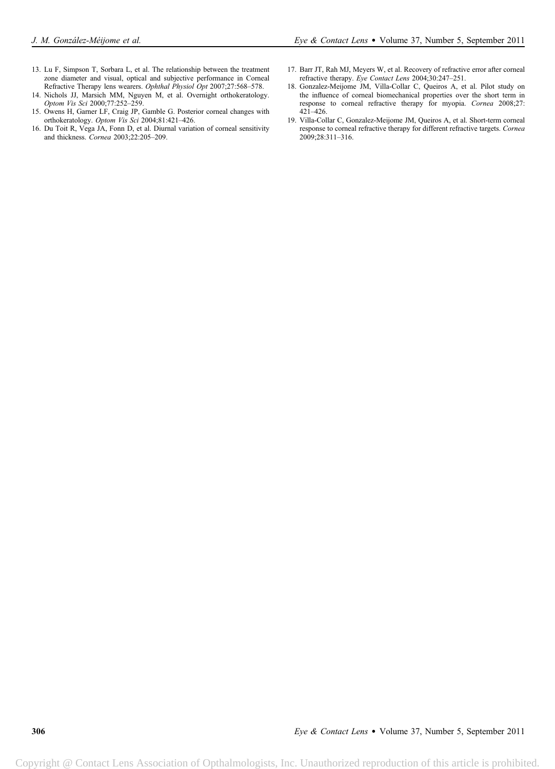13. Lu F, Simpson T, Sorbara L, et al. The relationship between the treatment zone diameter and visual, optical and subjective performance in Corneal Refractive Therapy lens wearers. *Ophthal Physiol Opt* 2007;27:568–578.
14. Nichols JJ, Marsich MM, Nguyen M, et al. Overnight orthokeratology. *Optom Vis Sci* 2000;77:252–259.
15. Owens H, Garner LF, Craig JP, Gamble G. Posterior corneal changes with orthokeratology. *Optom Vis Sci* 2004;81:421–426.
16. Du Toit R, Vega JA, Fonn D, et al. Diurnal variation of corneal sensitivity and thickness. *Cornea* 2003;22:205–209.
17. Barr JT, Rah MJ, Meyers W, et al. Recovery of refractive error after corneal refractive therapy. *Eye Contact Lens* 2004;30:247–251.
18. Gonzalez-Meijome JM, Villa-Collar C, Queiros A, et al. Pilot study on the influence of corneal biomechanical properties over the short term in response to corneal refractive therapy for myopia. *Cornea* 2008;27:421–426.
19. Villa-Collar C, Gonzalez-Meijome JM, Queiros A, et al. Short-term corneal response to corneal refractive therapy for different refractive targets. *Cornea* 2009;28:311–316.

Copyright @ Contact Lens Association of Opthalmologists, Inc. Unauthorized reproduction of this article is prohibited.